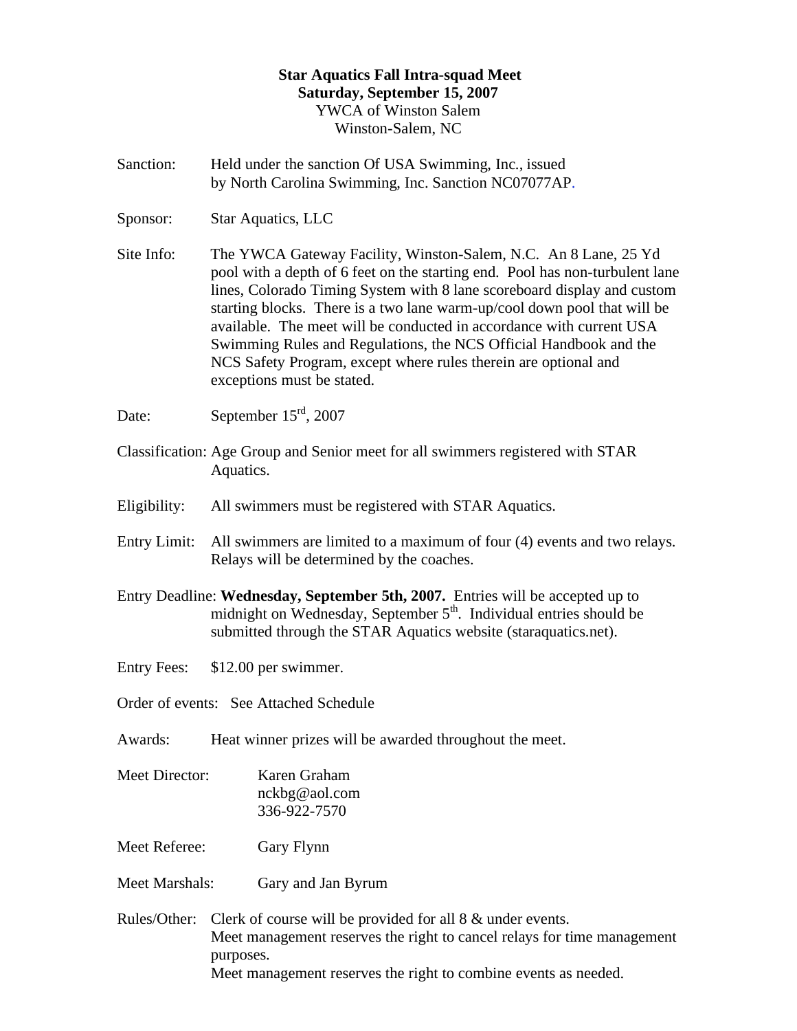**Star Aquatics Fall Intra-squad Meet**
**Saturday, September 15, 2007**
YWCA of Winston Salem
Winston-Salem, NC

Sanction: Held under the sanction Of USA Swimming, Inc., issued by North Carolina Swimming, Inc. Sanction NC07077AP.

Sponsor: Star Aquatics, LLC

Site Info: The YWCA Gateway Facility, Winston-Salem, N.C. An 8 Lane, 25 Yd pool with a depth of 6 feet on the starting end. Pool has non-turbulent lane lines, Colorado Timing System with 8 lane scoreboard display and custom starting blocks. There is a two lane warm-up/cool down pool that will be available. The meet will be conducted in accordance with current USA Swimming Rules and Regulations, the NCS Official Handbook and the NCS Safety Program, except where rules therein are optional and exceptions must be stated.

Date: September 15rd, 2007

Classification: Age Group and Senior meet for all swimmers registered with STAR Aquatics.

Eligibility: All swimmers must be registered with STAR Aquatics.

Entry Limit: All swimmers are limited to a maximum of four (4) events and two relays. Relays will be determined by the coaches.

Entry Deadline: **Wednesday, September 5th, 2007.** Entries will be accepted up to midnight on Wednesday, September 5th. Individual entries should be submitted through the STAR Aquatics website (staraquatics.net).

Entry Fees: $12.00 per swimmer.

Order of events: See Attached Schedule

Awards: Heat winner prizes will be awarded throughout the meet.

Meet Director: Karen Graham
nckbg@aol.com
336-922-7570

Meet Referee: Gary Flynn

Meet Marshals: Gary and Jan Byrum

Rules/Other: Clerk of course will be provided for all 8 & under events.
Meet management reserves the right to cancel relays for time management purposes.
Meet management reserves the right to combine events as needed.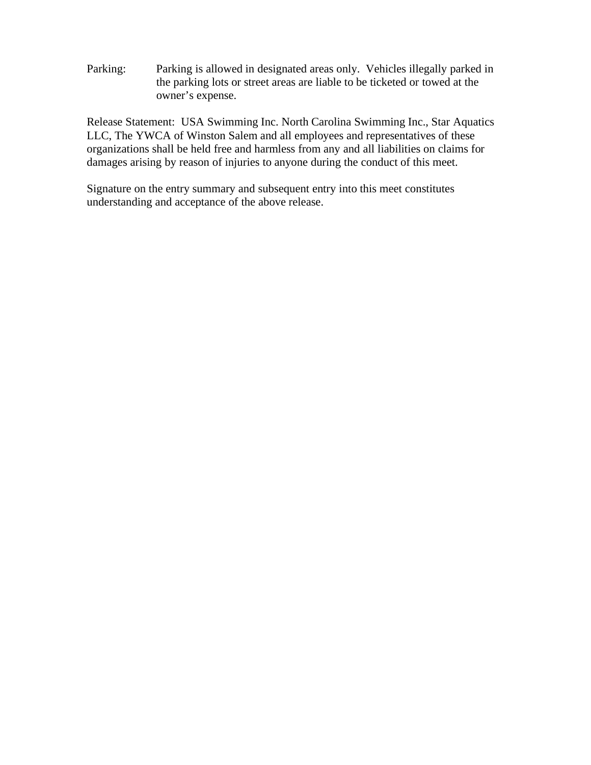Parking: Parking is allowed in designated areas only. Vehicles illegally parked in the parking lots or street areas are liable to be ticketed or towed at the owner's expense.

Release Statement: USA Swimming Inc. North Carolina Swimming Inc., Star Aquatics LLC, The YWCA of Winston Salem and all employees and representatives of these organizations shall be held free and harmless from any and all liabilities on claims for damages arising by reason of injuries to anyone during the conduct of this meet.

Signature on the entry summary and subsequent entry into this meet constitutes understanding and acceptance of the above release.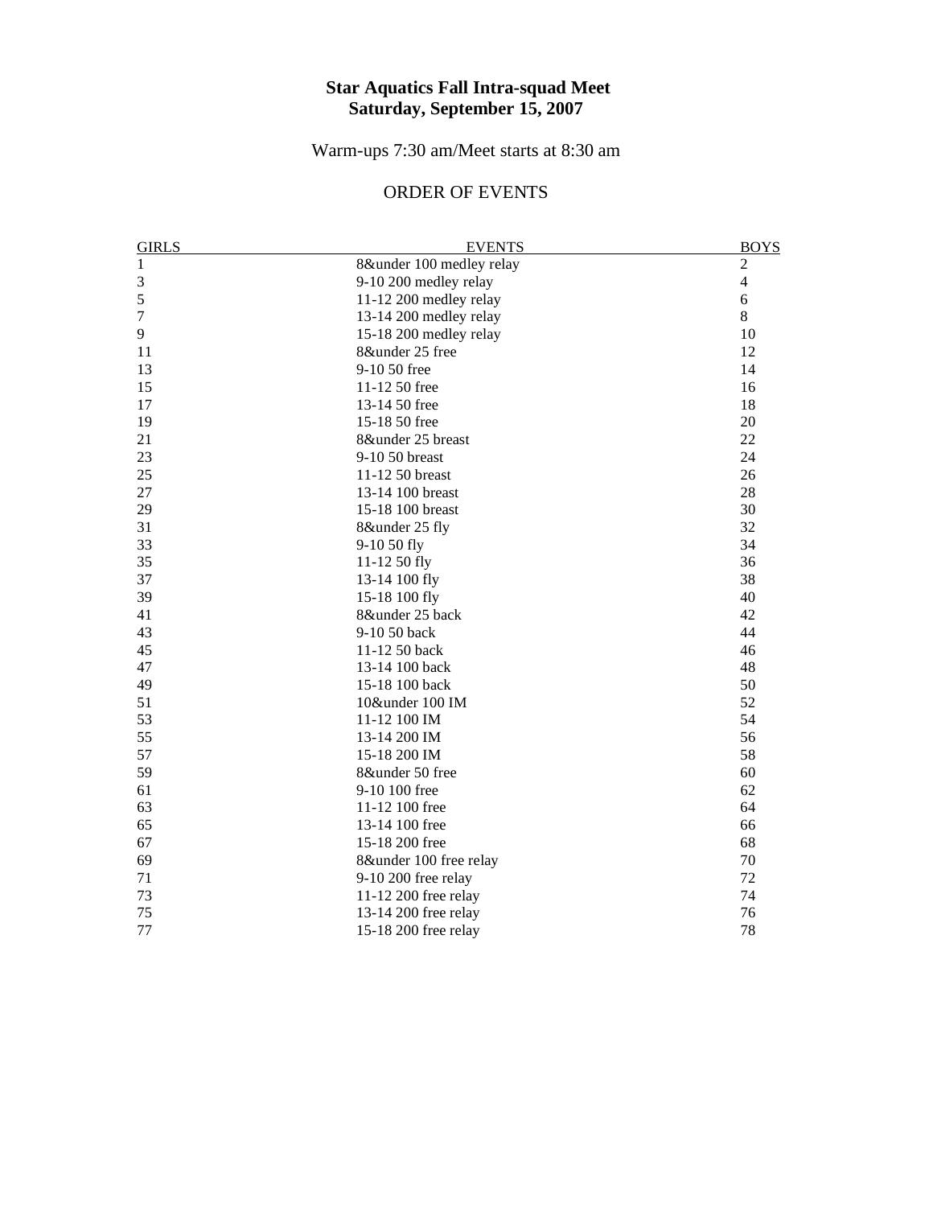**Star Aquatics Fall Intra-squad Meet**
**Saturday, September 15, 2007**

Warm-ups 7:30 am/Meet starts at 8:30 am

ORDER OF EVENTS

| GIRLS | EVENTS | BOYS |
|---|---|---|
| 1 | 8&under 100 medley relay | 2 |
| 3 | 9-10 200 medley relay | 4 |
| 5 | 11-12 200 medley relay | 6 |
| 7 | 13-14 200 medley relay | 8 |
| 9 | 15-18 200 medley relay | 10 |
| 11 | 8&under 25 free | 12 |
| 13 | 9-10 50 free | 14 |
| 15 | 11-12 50 free | 16 |
| 17 | 13-14 50 free | 18 |
| 19 | 15-18 50 free | 20 |
| 21 | 8&under 25 breast | 22 |
| 23 | 9-10 50 breast | 24 |
| 25 | 11-12 50 breast | 26 |
| 27 | 13-14 100 breast | 28 |
| 29 | 15-18 100 breast | 30 |
| 31 | 8&under 25 fly | 32 |
| 33 | 9-10 50 fly | 34 |
| 35 | 11-12 50 fly | 36 |
| 37 | 13-14 100 fly | 38 |
| 39 | 15-18 100 fly | 40 |
| 41 | 8&under 25 back | 42 |
| 43 | 9-10 50 back | 44 |
| 45 | 11-12 50 back | 46 |
| 47 | 13-14 100 back | 48 |
| 49 | 15-18 100 back | 50 |
| 51 | 10&under 100 IM | 52 |
| 53 | 11-12 100 IM | 54 |
| 55 | 13-14 200 IM | 56 |
| 57 | 15-18 200 IM | 58 |
| 59 | 8&under 50 free | 60 |
| 61 | 9-10 100 free | 62 |
| 63 | 11-12 100 free | 64 |
| 65 | 13-14 100 free | 66 |
| 67 | 15-18 200 free | 68 |
| 69 | 8&under 100 free relay | 70 |
| 71 | 9-10 200 free relay | 72 |
| 73 | 11-12 200 free relay | 74 |
| 75 | 13-14 200 free relay | 76 |
| 77 | 15-18 200 free relay | 78 |